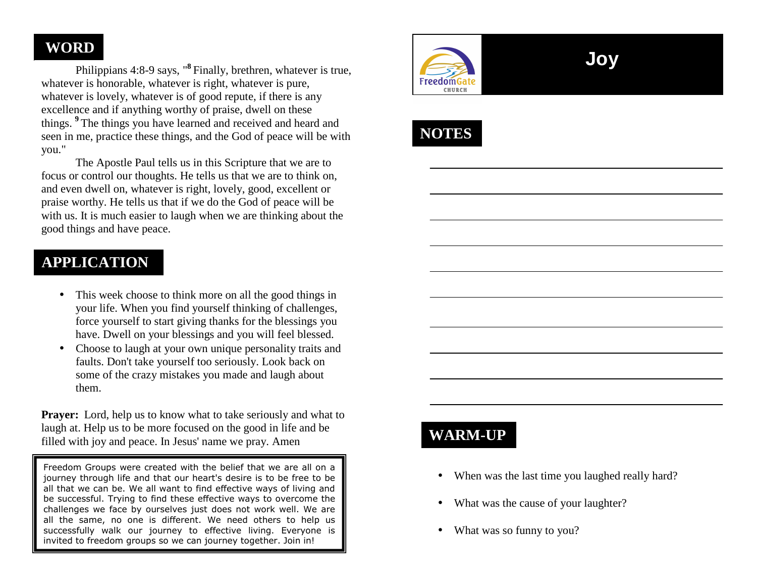## WORD

Philippians 4:8-9 says, "[8] Finally, brethren, whatever is true, whatever is honorable, whatever is right, whatever is pure, whatever is lovely, whatever is of good repute, if there is any excellence and if anything worthy of praise, dwell on these things. [9] The things you have learned and received and heard and seen in me, practice these things, and the God of peace will be with you."

The Apostle Paul tells us in this Scripture that we are to focus or control our thoughts. He tells us that we are to think on, and even dwell on, whatever is right, lovely, good, excellent or praise worthy. He tells us that if we do the God of peace will be with us. It is much easier to laugh when we are thinking about the good things and have peace.

## APPLICATION

- This week choose to think more on all the good things in your life. When you find yourself thinking of challenges, force yourself to start giving thanks for the blessings you have. Dwell on your blessings and you will feel blessed.
- Choose to laugh at your own unique personality traits and faults. Don't take yourself too seriously. Look back on some of the crazy mistakes you made and laugh about them.

**Prayer:** Lord, help us to know what to take seriously and what to laugh at. Help us to be more focused on the good in life and be filled with joy and peace. In Jesus' name we pray. Amen

Freedom Groups were created with the belief that we are all on a journey through life and that our heart's desire is to be free to be all that we can be. We all want to find effective ways of living and be successful. Trying to find these effective ways to overcome the challenges we face by ourselves just does not work well. We are all the same, no one is different. We need others to help us successfully walk our journey to effective living. Everyone is invited to freedom groups so we can journey together. Join in!

FreedomGate CHURCH

# Joy

## NOTES

## WARM-UP

- When was the last time you laughed really hard?
- What was the cause of your laughter?
- What was so funny to you?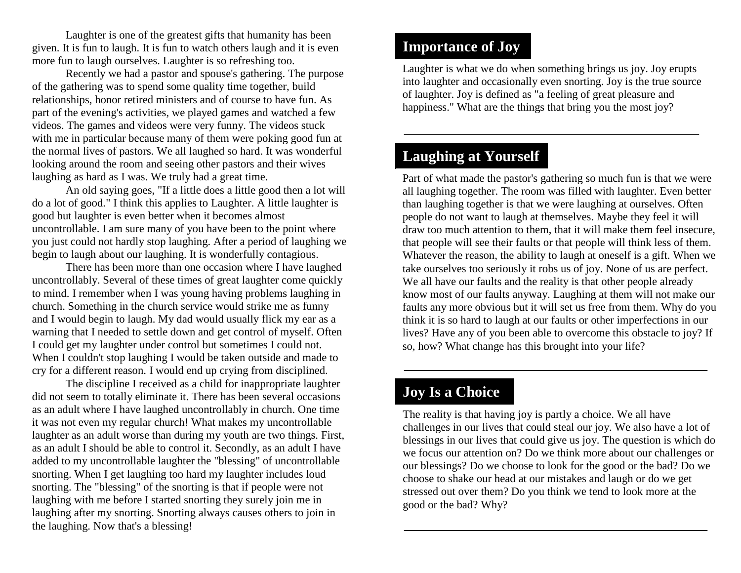Laughter is one of the greatest gifts that humanity has been given. It is fun to laugh. It is fun to watch others laugh and it is even more fun to laugh ourselves. Laughter is so refreshing too.

Recently we had a pastor and spouse's gathering. The purpose of the gathering was to spend some quality time together, build relationships, honor retired ministers and of course to have fun. As part of the evening's activities, we played games and watched a few videos. The games and videos were very funny. The videos stuck with me in particular because many of them were poking good fun at the normal lives of pastors. We all laughed so hard. It was wonderful looking around the room and seeing other pastors and their wives laughing as hard as I was. We truly had a great time.

An old saying goes, "If a little does a little good then a lot will do a lot of good." I think this applies to Laughter. A little laughter is good but laughter is even better when it becomes almost uncontrollable. I am sure many of you have been to the point where you just could not hardly stop laughing. After a period of laughing we begin to laugh about our laughing. It is wonderfully contagious.

There has been more than one occasion where I have laughed uncontrollably. Several of these times of great laughter come quickly to mind. I remember when I was young having problems laughing in church. Something in the church service would strike me as funny and I would begin to laugh. My dad would usually flick my ear as a warning that I needed to settle down and get control of myself. Often I could get my laughter under control but sometimes I could not. When I couldn't stop laughing I would be taken outside and made to cry for a different reason. I would end up crying from disciplined.

The discipline I received as a child for inappropriate laughter did not seem to totally eliminate it. There has been several occasions as an adult where I have laughed uncontrollably in church. One time it was not even my regular church! What makes my uncontrollable laughter as an adult worse than during my youth are two things. First, as an adult I should be able to control it. Secondly, as an adult I have added to my uncontrollable laughter the "blessing" of uncontrollable snorting. When I get laughing too hard my laughter includes loud snorting. The "blessing" of the snorting is that if people were not laughing with me before I started snorting they surely join me in laughing after my snorting. Snorting always causes others to join in the laughing. Now that's a blessing!

## Importance of Joy

Laughter is what we do when something brings us joy. Joy erupts into laughter and occasionally even snorting. Joy is the true source of laughter. Joy is defined as "a feeling of great pleasure and happiness." What are the things that bring you the most joy?

## Laughing at Yourself

Part of what made the pastor's gathering so much fun is that we were all laughing together. The room was filled with laughter. Even better than laughing together is that we were laughing at ourselves. Often people do not want to laugh at themselves. Maybe they feel it will draw too much attention to them, that it will make them feel insecure, that people will see their faults or that people will think less of them. Whatever the reason, the ability to laugh at oneself is a gift. When we take ourselves too seriously it robs us of joy. None of us are perfect. We all have our faults and the reality is that other people already know most of our faults anyway. Laughing at them will not make our faults any more obvious but it will set us free from them. Why do you think it is so hard to laugh at our faults or other imperfections in our lives? Have any of you been able to overcome this obstacle to joy? If so, how? What change has this brought into your life?

## Joy Is a Choice

The reality is that having joy is partly a choice. We all have challenges in our lives that could steal our joy. We also have a lot of blessings in our lives that could give us joy. The question is which do we focus our attention on? Do we think more about our challenges or our blessings? Do we choose to look for the good or the bad? Do we choose to shake our head at our mistakes and laugh or do we get stressed out over them? Do you think we tend to look more at the good or the bad? Why?